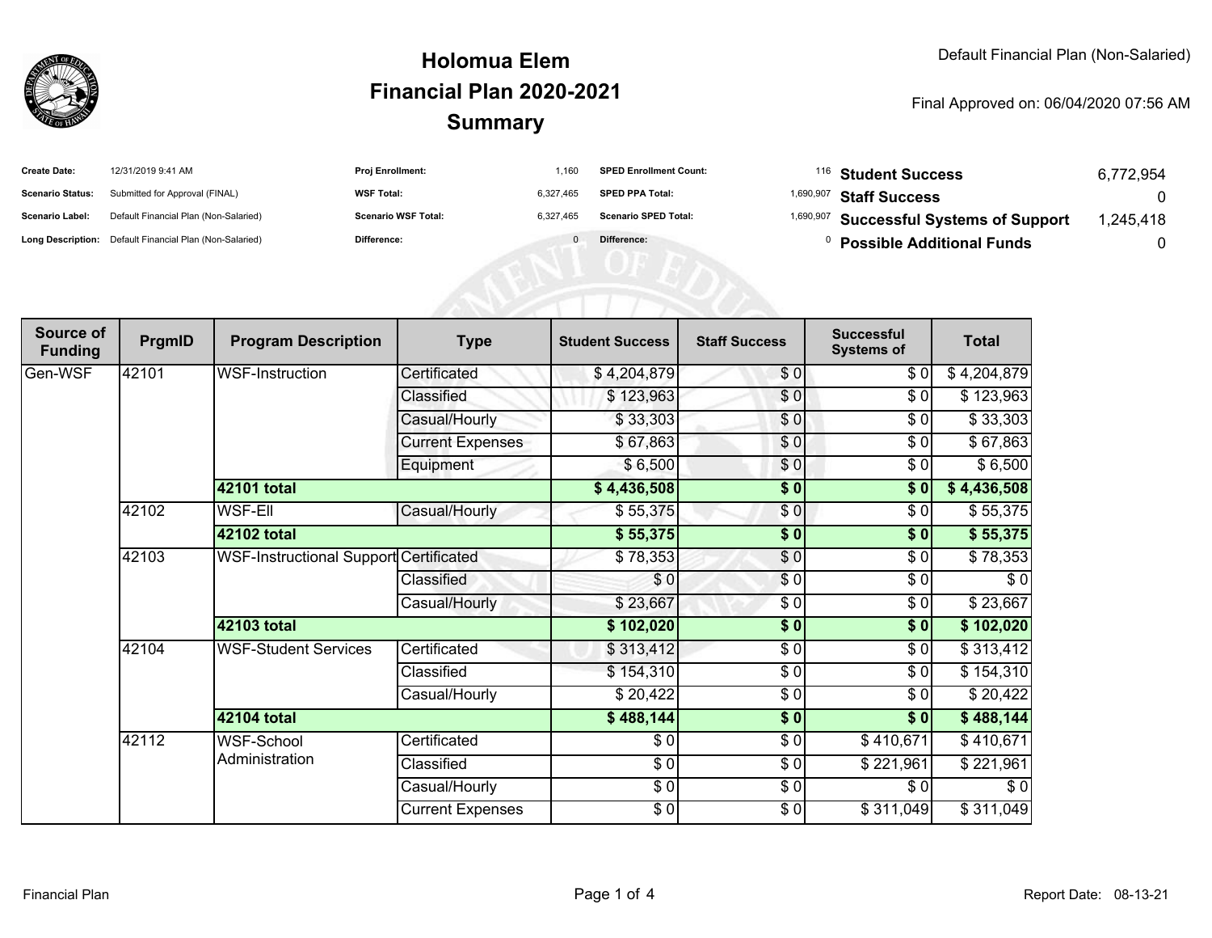# Holomua Elem
# Financial Plan 2020-2021
# Summary

Default Financial Plan (Non-Salaried)

Final Approved on: 06/04/2020 07:56 AM

| | | | | | | | |
|---|---|---|---|---|---|---|---|
| **Create Date:** | 12/31/2019 9:41 AM | **Proj Enrollment:** | 1,160 | **SPED Enrollment Count:** | 116 | **Student Success** | 6,772,954 |
| **Scenario Status:** | Submitted for Approval (FINAL) | **WSF Total:** | 6,327,465 | **SPED PPA Total:** | 1,690,907 | **Staff Success** | 0 |
| **Scenario Label:** | Default Financial Plan (Non-Salaried) | **Scenario WSF Total:** | 6,327,465 | **Scenario SPED Total:** | 1,690,907 | **Successful Systems of Support** | 1,245,418 |
| **Long Description:** | Default Financial Plan (Non-Salaried) | **Difference:** | 0 | **Difference:** | 0 | **Possible Additional Funds** | 0 |

| Source of Funding | PrgmID | Program Description | Type | Student Success | Staff Success | Successful Systems of | Total |
|---|---|---|---|---|---|---|---|
| Gen-WSF | 42101 | WSF-Instruction | Certificated | $ 4,204,879 | $ 0 | $ 0 | $ 4,204,879 |
| | | | Classified | $ 123,963 | $ 0 | $ 0 | $ 123,963 |
| | | | Casual/Hourly | $ 33,303 | $ 0 | $ 0 | $ 33,303 |
| | | | Current Expenses | $ 67,863 | $ 0 | $ 0 | $ 67,863 |
| | | | Equipment | $ 6,500 | $ 0 | $ 0 | $ 6,500 |
| | | **42101 total** | | **$ 4,436,508** | **$ 0** | **$ 0** | **$ 4,436,508** |
| | 42102 | WSF-Ell | Casual/Hourly | $ 55,375 | $ 0 | $ 0 | $ 55,375 |
| | | **42102 total** | | **$ 55,375** | **$ 0** | **$ 0** | **$ 55,375** |
| | 42103 | WSF-Instructional Support | Certificated | $ 78,353 | $ 0 | $ 0 | $ 78,353 |
| | | | Classified | $ 0 | $ 0 | $ 0 | $ 0 |
| | | | Casual/Hourly | $ 23,667 | $ 0 | $ 0 | $ 23,667 |
| | | **42103 total** | | **$ 102,020** | **$ 0** | **$ 0** | **$ 102,020** |
| | 42104 | WSF-Student Services | Certificated | $ 313,412 | $ 0 | $ 0 | $ 313,412 |
| | | | Classified | $ 154,310 | $ 0 | $ 0 | $ 154,310 |
| | | | Casual/Hourly | $ 20,422 | $ 0 | $ 0 | $ 20,422 |
| | | **42104 total** | | **$ 488,144** | **$ 0** | **$ 0** | **$ 488,144** |
| | 42112 | WSF-School Administration | Certificated | $ 0 | $ 0 | $ 410,671 | $ 410,671 |
| | | | Classified | $ 0 | $ 0 | $ 221,961 | $ 221,961 |
| | | | Casual/Hourly | $ 0 | $ 0 | $ 0 | $ 0 |
| | | | Current Expenses | $ 0 | $ 0 | $ 311,049 | $ 311,049 |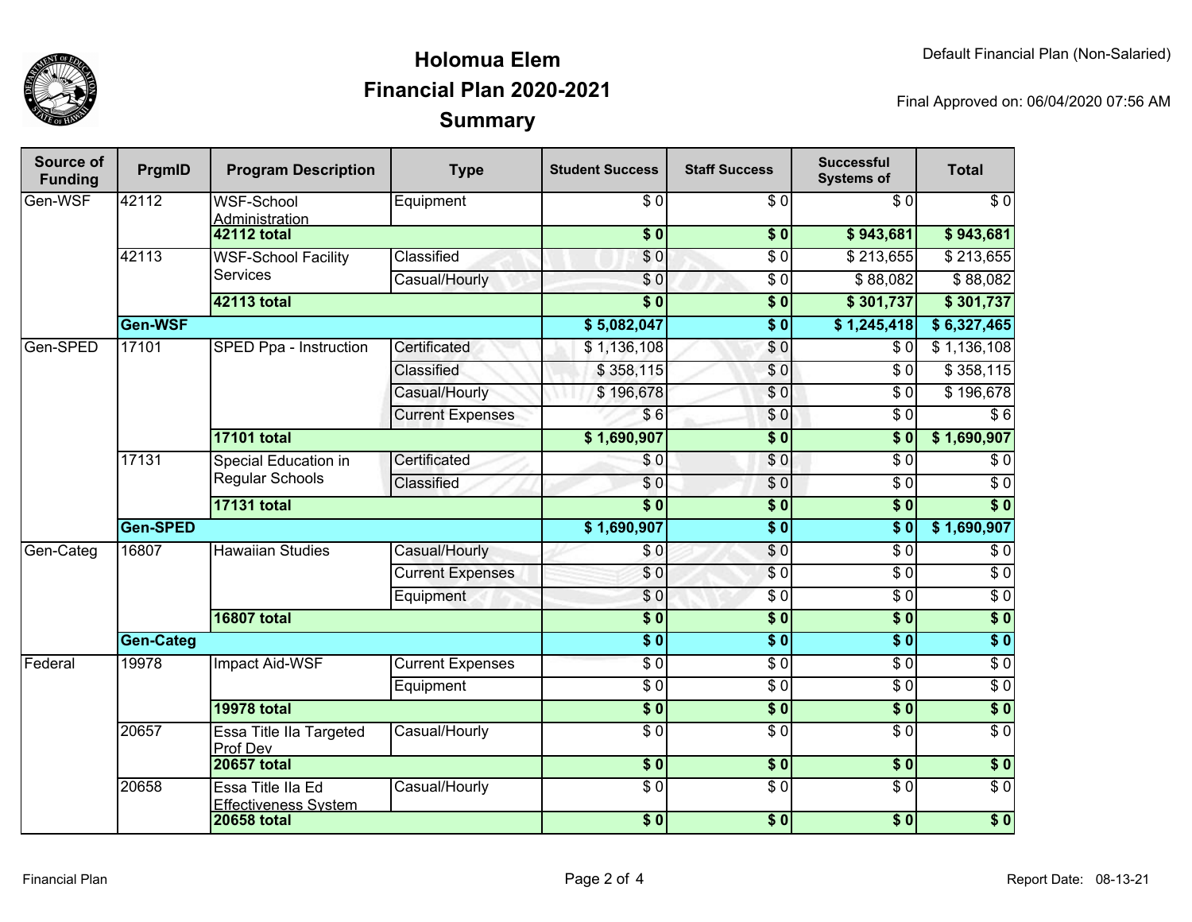# Holomua Elem
## Financial Plan 2020-2021
## Summary

Default Financial Plan (Non-Salaried)

Final Approved on: 06/04/2020 07:56 AM

| Source of Funding | PrgmID | Program Description | Type | Student Success | Staff Success | Successful Systems of | Total |
|---|---|---|---|---|---|---|---|
| Gen-WSF | 42112 | WSF-School Administration | Equipment | $ 0 | $ 0 | $ 0 | $ 0 |
| | | **42112 total** | | **$ 0** | **$ 0** | **$ 943,681** | **$ 943,681** |
| | 42113 | WSF-School Facility Services | Classified | $ 0 | $ 0 | $ 213,655 | $ 213,655 |
| | | | Casual/Hourly | $ 0 | $ 0 | $ 88,082 | $ 88,082 |
| | | **42113 total** | | **$ 0** | **$ 0** | **$ 301,737** | **$ 301,737** |
| | **Gen-WSF** | | | **$ 5,082,047** | **$ 0** | **$ 1,245,418** | **$ 6,327,465** |
| Gen-SPED | 17101 | SPED Ppa - Instruction | Certificated | $ 1,136,108 | $ 0 | $ 0 | $ 1,136,108 |
| | | | Classified | $ 358,115 | $ 0 | $ 0 | $ 358,115 |
| | | | Casual/Hourly | $ 196,678 | $ 0 | $ 0 | $ 196,678 |
| | | | Current Expenses | $ 6 | $ 0 | $ 0 | $ 6 |
| | | **17101 total** | | **$ 1,690,907** | **$ 0** | **$ 0** | **$ 1,690,907** |
| | 17131 | Special Education in Regular Schools | Certificated | $ 0 | $ 0 | $ 0 | $ 0 |
| | | | Classified | $ 0 | $ 0 | $ 0 | $ 0 |
| | | **17131 total** | | **$ 0** | **$ 0** | **$ 0** | **$ 0** |
| | **Gen-SPED** | | | **$ 1,690,907** | **$ 0** | **$ 0** | **$ 1,690,907** |
| Gen-Categ | 16807 | Hawaiian Studies | Casual/Hourly | $ 0 | $ 0 | $ 0 | $ 0 |
| | | | Current Expenses | $ 0 | $ 0 | $ 0 | $ 0 |
| | | | Equipment | $ 0 | $ 0 | $ 0 | $ 0 |
| | | **16807 total** | | **$ 0** | **$ 0** | **$ 0** | **$ 0** |
| | **Gen-Categ** | | | **$ 0** | **$ 0** | **$ 0** | **$ 0** |
| Federal | 19978 | Impact Aid-WSF | Current Expenses | $ 0 | $ 0 | $ 0 | $ 0 |
| | | | Equipment | $ 0 | $ 0 | $ 0 | $ 0 |
| | | **19978 total** | | **$ 0** | **$ 0** | **$ 0** | **$ 0** |
| | 20657 | Essa Title IIa Targeted Prof Dev | Casual/Hourly | $ 0 | $ 0 | $ 0 | $ 0 |
| | | **20657 total** | | **$ 0** | **$ 0** | **$ 0** | **$ 0** |
| | 20658 | Essa Title IIa Ed Effectiveness System | Casual/Hourly | $ 0 | $ 0 | $ 0 | $ 0 |
| | | **20658 total** | | **$ 0** | **$ 0** | **$ 0** | **$ 0** |

Financial Plan

Report Date: 08-13-21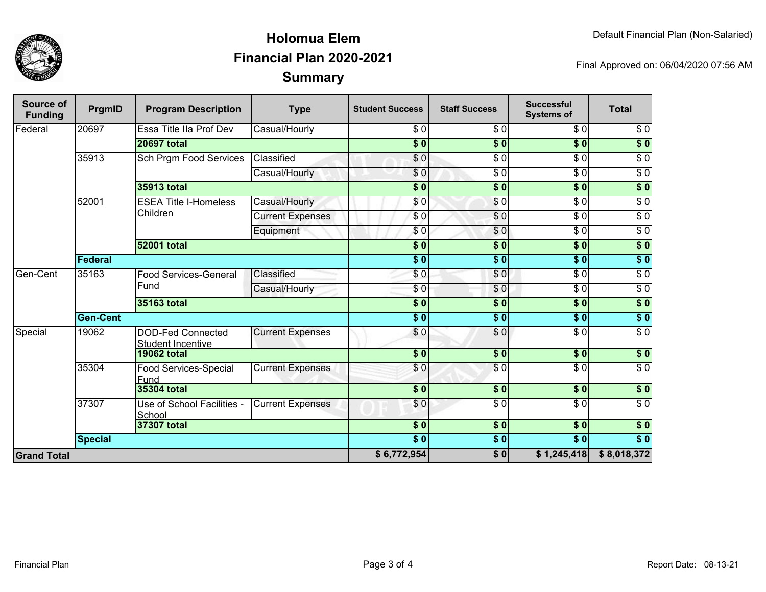# Holomua Elem
## Financial Plan 2020-2021
## Summary

Default Financial Plan (Non-Salaried)

Final Approved on: 06/04/2020 07:56 AM

| Source of Funding | PrgmID | Program Description | Type | Student Success | Staff Success | Successful Systems of | Total |
|---|---|---|---|---|---|---|---|
| Federal | 20697 | Essa Title IIa Prof Dev | Casual/Hourly | $ 0 | $ 0 | $ 0 | $ 0 |
| | | **20697 total** | | **$ 0** | **$ 0** | **$ 0** | **$ 0** |
| | 35913 | Sch Prgm Food Services | Classified | $ 0 | $ 0 | $ 0 | $ 0 |
| | | | Casual/Hourly | $ 0 | $ 0 | $ 0 | $ 0 |
| | | **35913 total** | | **$ 0** | **$ 0** | **$ 0** | **$ 0** |
| | 52001 | ESEA Title I-Homeless Children | Casual/Hourly | $ 0 | $ 0 | $ 0 | $ 0 |
| | | | Current Expenses | $ 0 | $ 0 | $ 0 | $ 0 |
| | | | Equipment | $ 0 | $ 0 | $ 0 | $ 0 |
| | | **52001 total** | | **$ 0** | **$ 0** | **$ 0** | **$ 0** |
| | **Federal** | | | **$ 0** | **$ 0** | **$ 0** | **$ 0** |
| Gen-Cent | 35163 | Food Services-General Fund | Classified | $ 0 | $ 0 | $ 0 | $ 0 |
| | | | Casual/Hourly | $ 0 | $ 0 | $ 0 | $ 0 |
| | | **35163 total** | | **$ 0** | **$ 0** | **$ 0** | **$ 0** |
| | **Gen-Cent** | | | **$ 0** | **$ 0** | **$ 0** | **$ 0** |
| Special | 19062 | DOD-Fed Connected Student Incentive | Current Expenses | $ 0 | $ 0 | $ 0 | $ 0 |
| | | **19062 total** | | **$ 0** | **$ 0** | **$ 0** | **$ 0** |
| | 35304 | Food Services-Special Fund | Current Expenses | $ 0 | $ 0 | $ 0 | $ 0 |
| | | **35304 total** | | **$ 0** | **$ 0** | **$ 0** | **$ 0** |
| | 37307 | Use of School Facilities - School | Current Expenses | $ 0 | $ 0 | $ 0 | $ 0 |
| | | **37307 total** | | **$ 0** | **$ 0** | **$ 0** | **$ 0** |
| | **Special** | | | **$ 0** | **$ 0** | **$ 0** | **$ 0** |
| **Grand Total** | | | | **$ 6,772,954** | **$ 0** | **$ 1,245,418** | **$ 8,018,372** |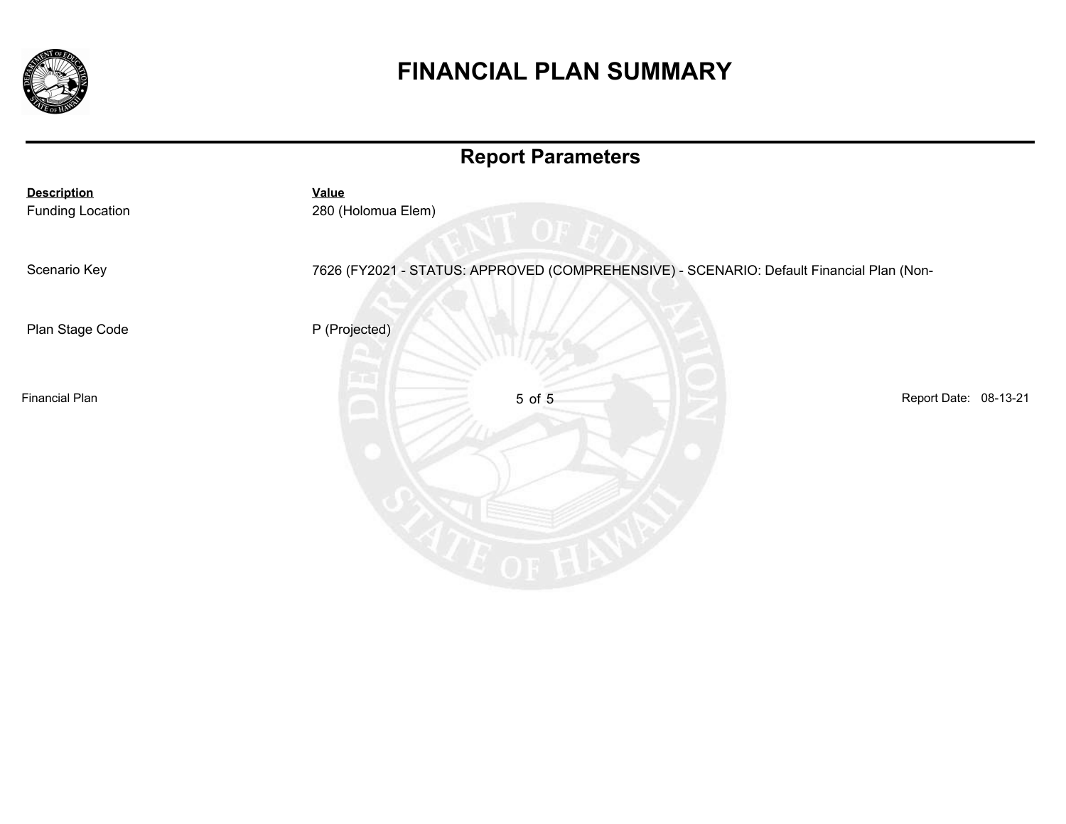# FINANCIAL PLAN SUMMARY

## Report Parameters

| Description | Value |
| --- | --- |
| Funding Location | 280 (Holomua Elem) |
| Scenario Key | 7626 (FY2021 - STATUS: APPROVED (COMPREHENSIVE) - SCENARIO: Default Financial Plan (Non- |
| Plan Stage Code | P (Projected) |

Financial Plan

Report Date: 08-13-21